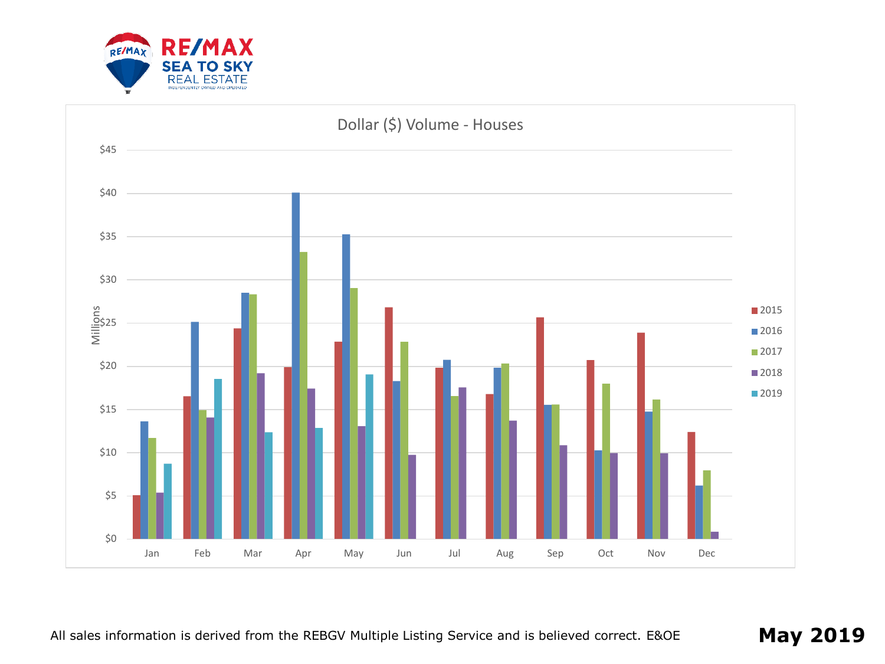RE/MAX SEA TO SKY REAL ESTATE
INDEPENDENTLY OWNED AND OPERATED

## Dollar ($) Volume - Houses

Millions

| Month | 2015 | 2016 | 2017 | 2018 | 2019 |
|---|---|---|---|---|---|
| Jan | | | | | |
| Feb | | | | | |
| Mar | | | | | |
| Apr | | | | | |
| May | | | | | |
| Jun | | | | | |
| Jul | | | | | |
| Aug | | | | | |
| Sep | | | | | |
| Oct | | | | | |
| Nov | | | | | |
| Dec | | | | | |

Y-axis: $0, $5, $10, $15, $20, $25, $30, $35, $40, $45

All sales information is derived from the REBGV Multiple Listing Service and is believed correct. E&OE

**May 2019**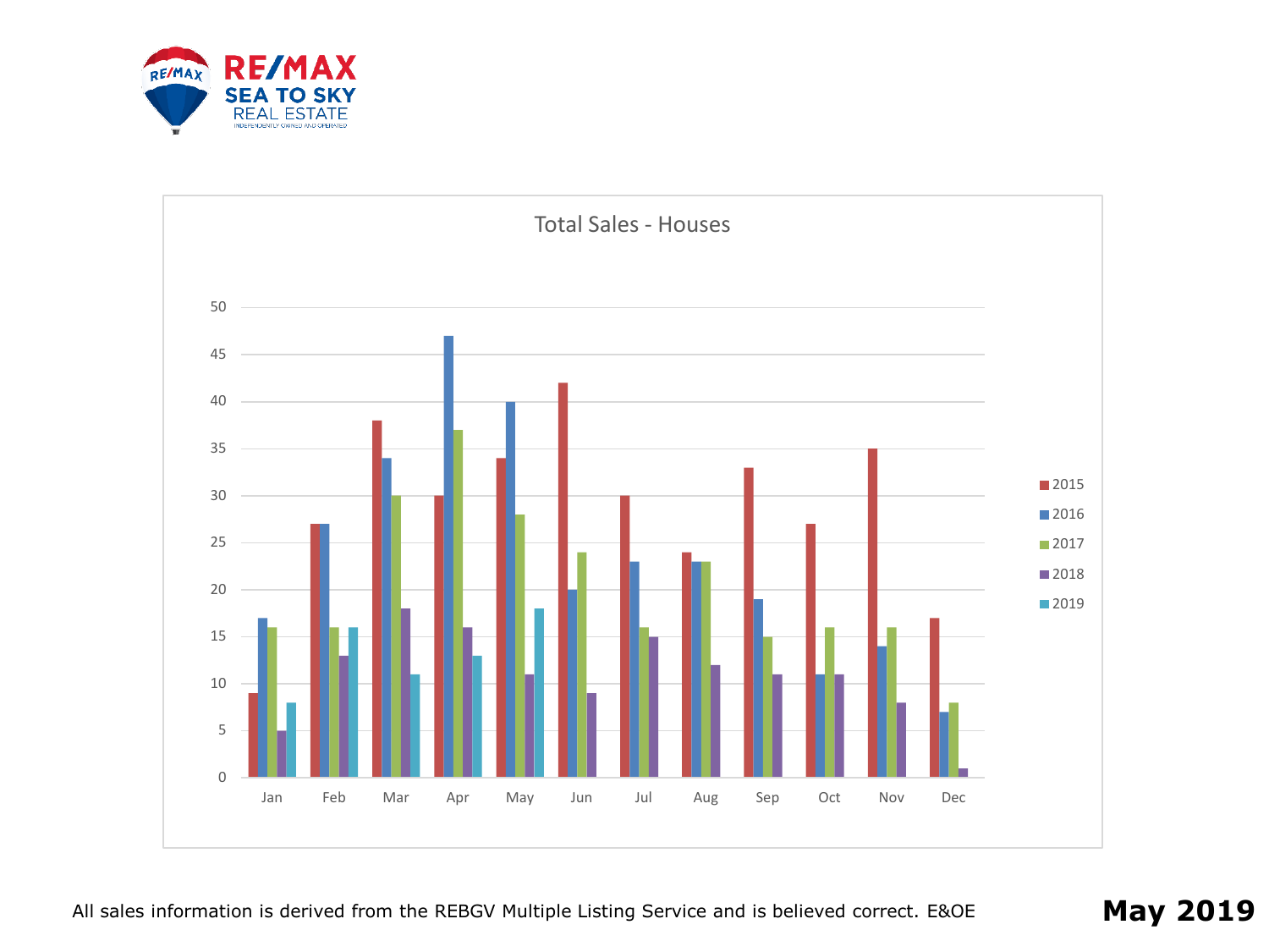RE/MAX SEA TO SKY REAL ESTATE

INDEPENDENTLY OWNED AND OPERATED

## Total Sales - Houses

| Month | 2015 | 2016 | 2017 | 2018 | 2019 |
|---|---|---|---|---|---|
| Jan | 9 | 17 | 16 | 5 | 8 |
| Feb | 27 | 27 | 16 | 13 | 16 |
| Mar | 38 | 34 | 30 | 18 | 11 |
| Apr | 30 | 47 | 37 | 16 | 13 |
| May | 34 | 40 | 28 | 11 | 18 |
| Jun | 42 | 20 | 24 | 9 | |
| Jul | 30 | 23 | 16 | 15 | |
| Aug | 24 | 23 | 23 | 12 | |
| Sep | 33 | 19 | 15 | 11 | |
| Oct | 27 | 11 | 16 | 11 | |
| Nov | 35 | 14 | 16 | 8 | |
| Dec | 17 | 7 | 8 | 1 | |

All sales information is derived from the REBGV Multiple Listing Service and is believed correct. E&OE

**May 2019**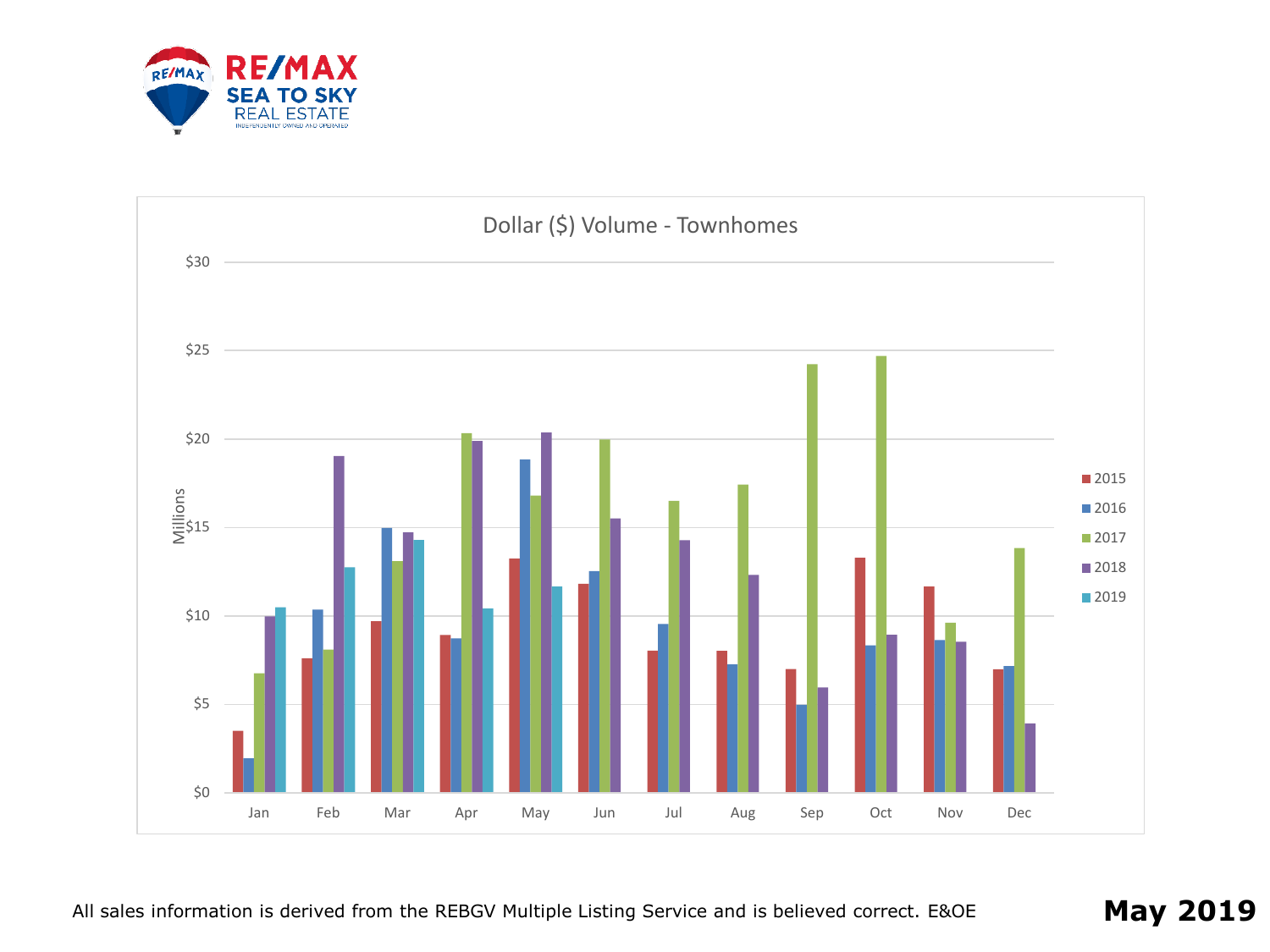RE/MAX SEA TO SKY REAL ESTATE

INDEPENDENTLY OWNED AND OPERATED

## Dollar ($) Volume - Townhomes

Millions

$30, $25, $20, $15, $10, $5, $0

Jan, Feb, Mar, Apr, May, Jun, Jul, Aug, Sep, Oct, Nov, Dec

2015, 2016, 2017, 2018, 2019

All sales information is derived from the REBGV Multiple Listing Service and is believed correct. E&OE

**May 2019**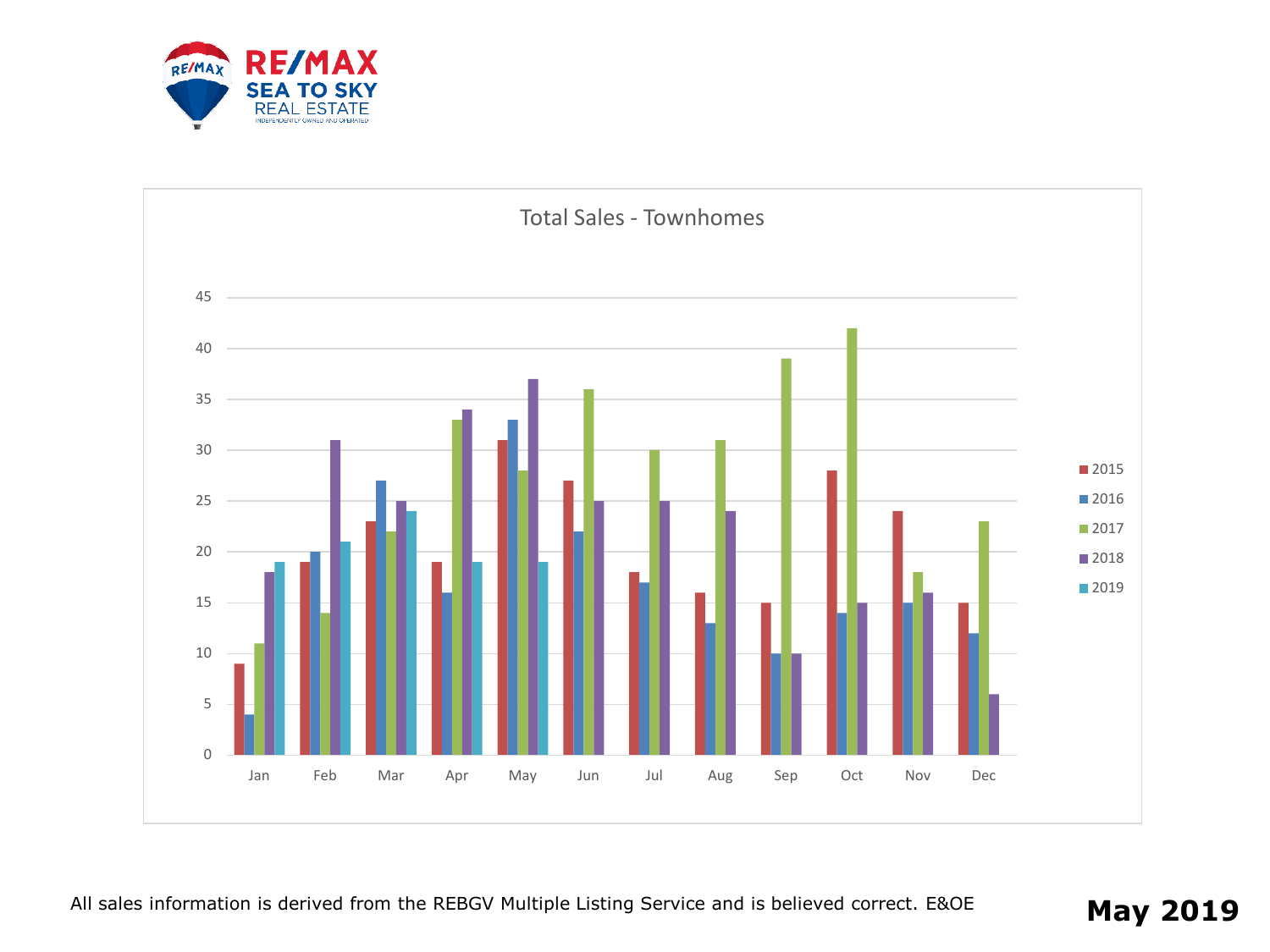RE/MAX SEA TO SKY REAL ESTATE

## Total Sales - Townhomes

| Month | 2015 | 2016 | 2017 | 2018 | 2019 |
|---|---|---|---|---|---|
| Jan | 9 | 4 | 11 | 18 | 19 |
| Feb | 19 | 20 | 14 | 31 | 21 |
| Mar | 23 | 27 | 22 | 25 | 24 |
| Apr | 19 | 16 | 33 | 34 | 19 |
| May | 31 | 33 | 28 | 37 | 19 |
| Jun | 27 | 22 | 36 | 25 | |
| Jul | 18 | 17 | 30 | 25 | |
| Aug | 16 | 13 | 31 | 24 | |
| Sep | 15 | 10 | 39 | 10 | |
| Oct | 28 | 14 | 42 | 15 | |
| Nov | 24 | 15 | 18 | 16 | |
| Dec | 15 | 12 | 23 | 6 | |

All sales information is derived from the REBGV Multiple Listing Service and is believed correct. E&OE

**May 2019**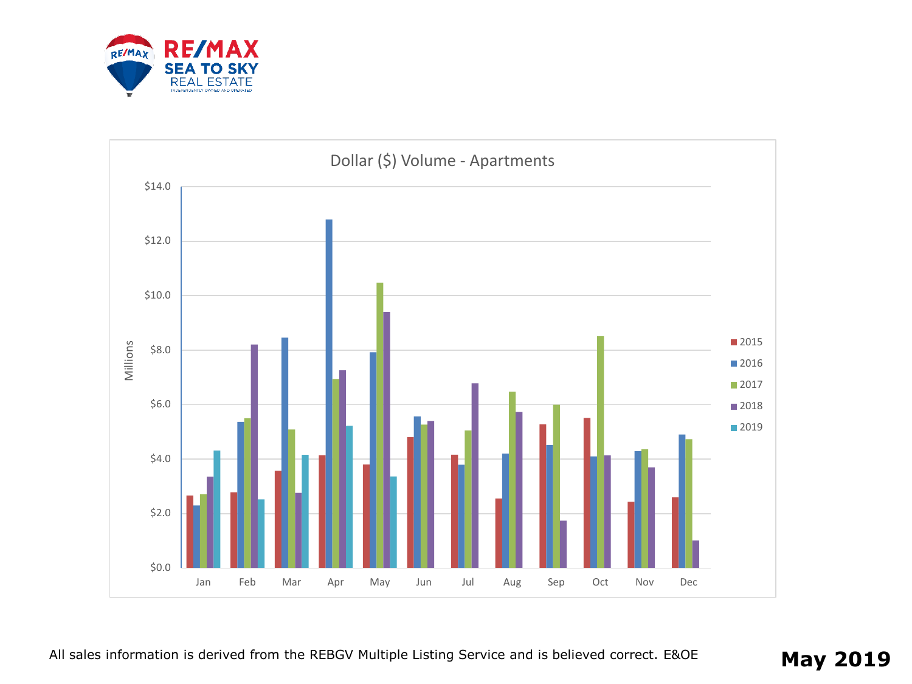## Dollar ($) Volume - Apartments

All sales information is derived from the REBGV Multiple Listing Service and is believed correct. E&OE

**May 2019**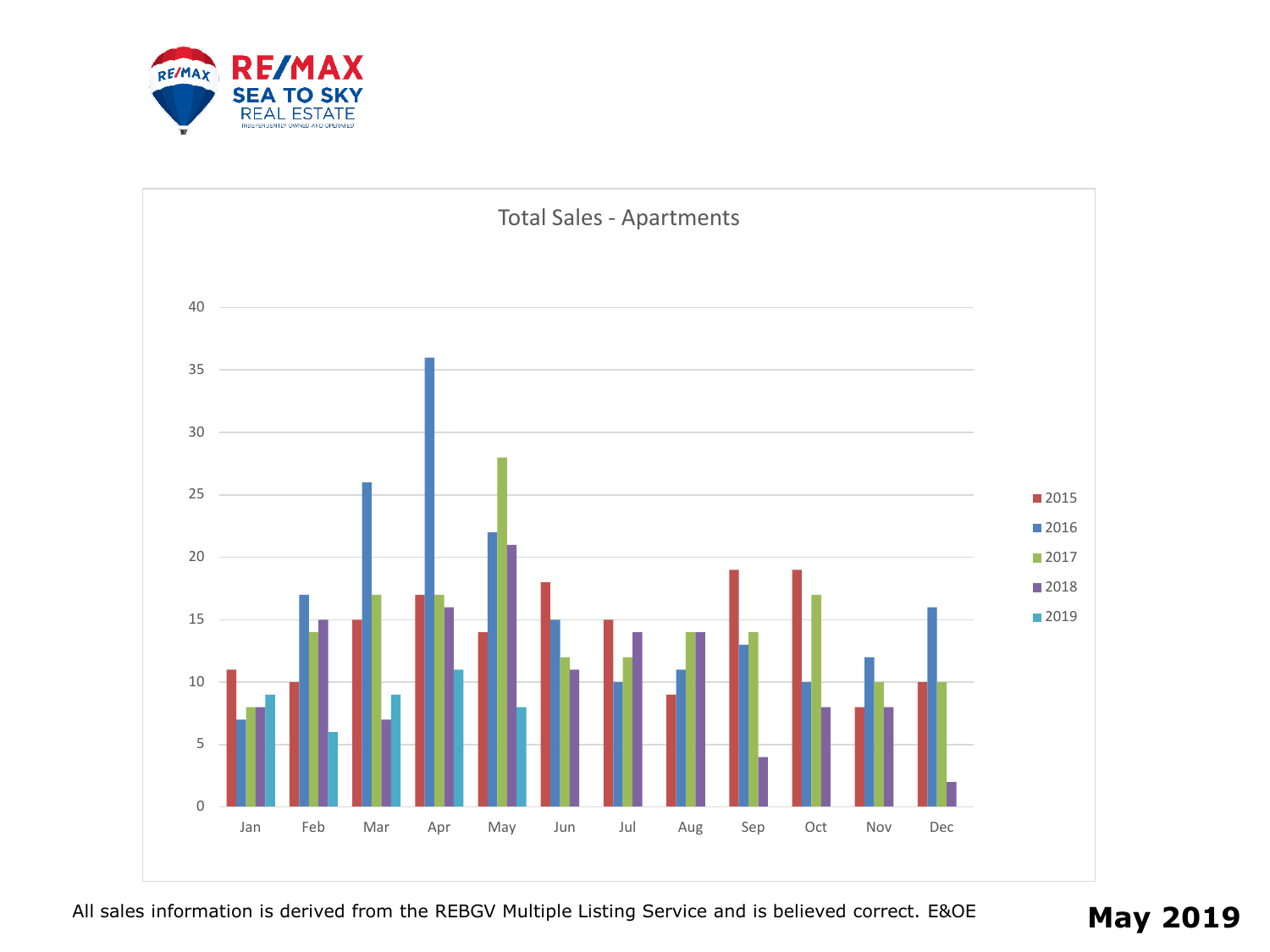RE/MAX SEA TO SKY REAL ESTATE

INDEPENDENTLY OWNED AND OPERATED

## Total Sales - Apartments

| Month | 2015 | 2016 | 2017 | 2018 | 2019 |
|---|---|---|---|---|---|
| Jan | 11 | 7 | 8 | 8 | 9 |
| Feb | 10 | 17 | 14 | 15 | 6 |
| Mar | 15 | 26 | 17 | 7 | 9 |
| Apr | 17 | 36 | 17 | 16 | 11 |
| May | 14 | 22 | 28 | 21 | 8 |
| Jun | 18 | 15 | 12 | 11 | |
| Jul | 15 | 10 | 12 | 14 | |
| Aug | 9 | 11 | 14 | 14 | |
| Sep | 19 | 13 | 14 | 4 | |
| Oct | 19 | 10 | 17 | 8 | |
| Nov | 8 | 12 | 10 | 8 | |
| Dec | 10 | 16 | 10 | 2 | |

All sales information is derived from the REBGV Multiple Listing Service and is believed correct. E&OE

**May 2019**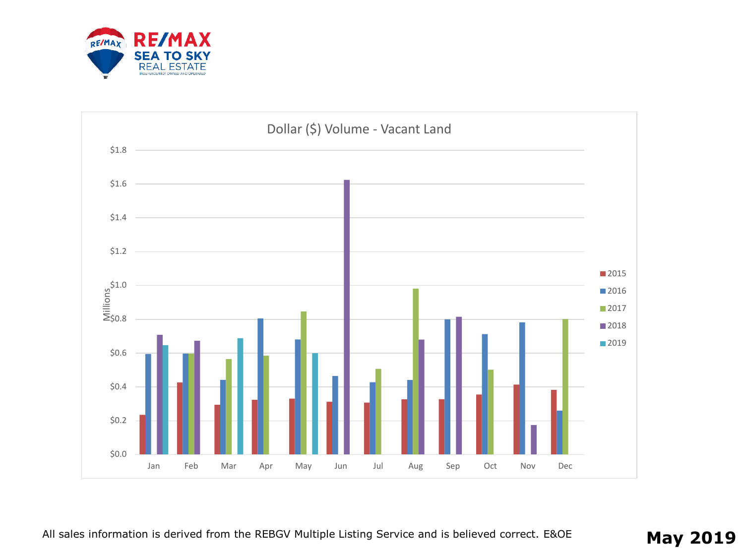RE/MAX SEA TO SKY REAL ESTATE

INDEPENDENTLY OWNED AND OPERATED

## Dollar ($) Volume - Vacant Land

Millions

$1.8
$1.6
$1.4
$1.2
$1.0
$0.8
$0.6
$0.4
$0.2
$0.0

Jan Feb Mar Apr May Jun Jul Aug Sep Oct Nov Dec

2015
2016
2017
2018
2019

All sales information is derived from the REBGV Multiple Listing Service and is believed correct. E&OE

**May 2019**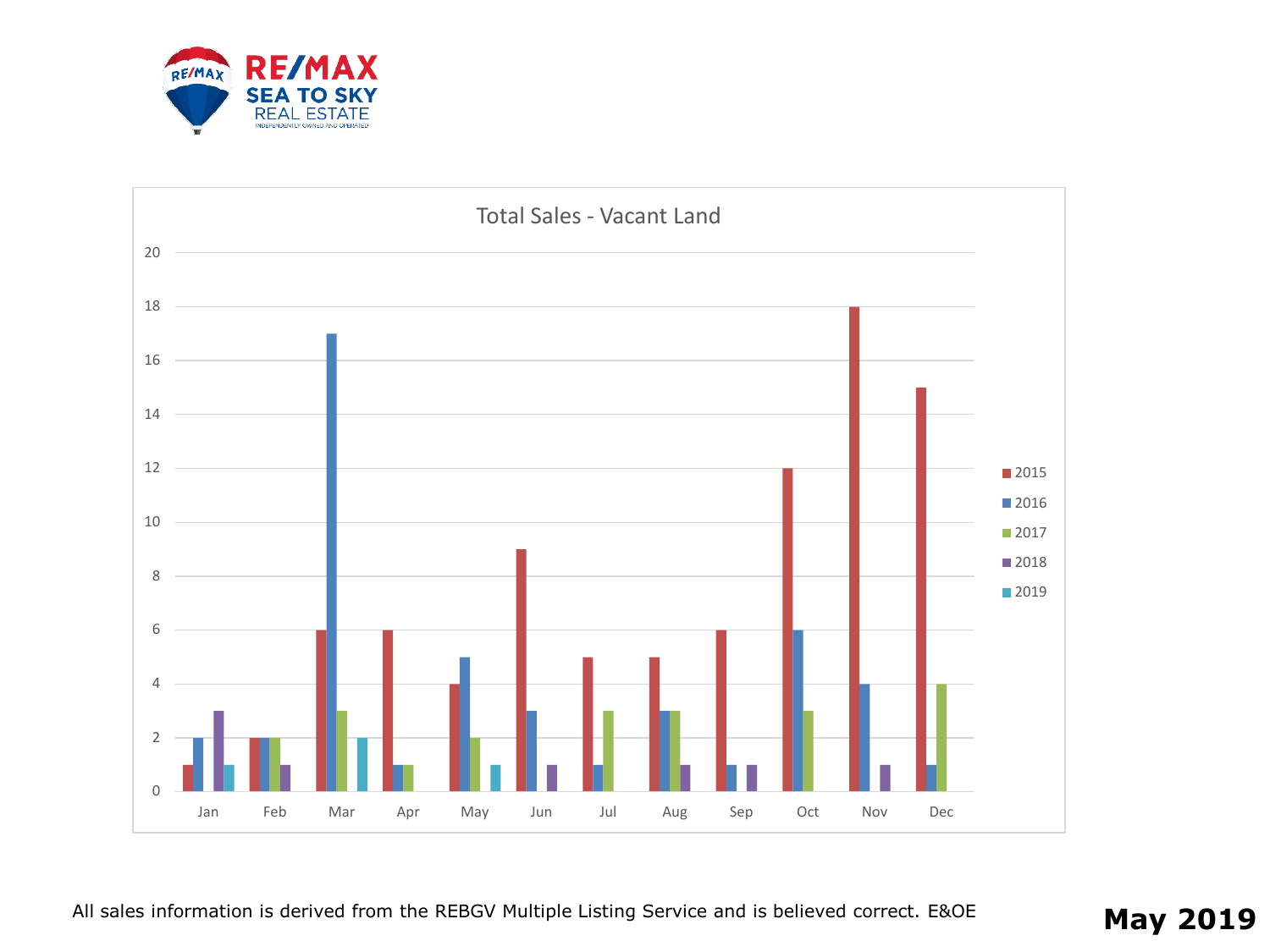RE/MAX SEA TO SKY REAL ESTATE

INDEPENDENTLY OWNED AND OPERATED

## Total Sales - Vacant Land

| Month | 2015 | 2016 | 2017 | 2018 | 2019 |
|---|---|---|---|---|---|
| Jan | 1 | 2 | | 3 | 1 |
| Feb | 2 | 2 | 2 | 1 | |
| Mar | 6 | 17 | 3 | | 2 |
| Apr | 6 | 1 | 1 | | |
| May | 4 | 5 | 2 | | 1 |
| Jun | 9 | 3 | | 1 | |
| Jul | 5 | 1 | 3 | | |
| Aug | 5 | 3 | 3 | 1 | |
| Sep | 6 | 1 | | 1 | |
| Oct | 12 | 6 | 3 | | |
| Nov | 18 | 4 | | 1 | |
| Dec | 15 | 1 | 4 | | |

All sales information is derived from the REBGV Multiple Listing Service and is believed correct. E&OE

**May 2019**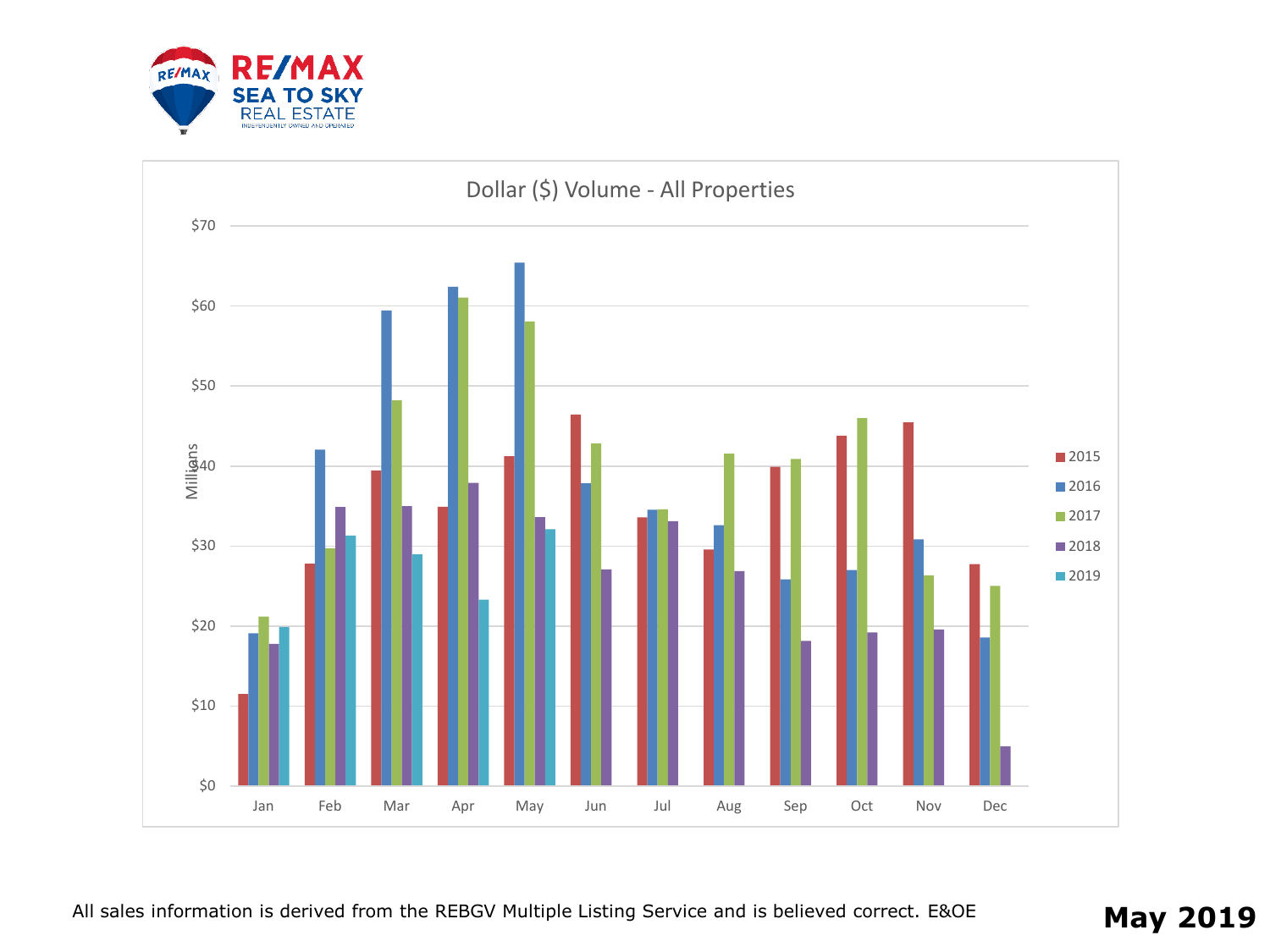RE/MAX SEA TO SKY REAL ESTATE

## Dollar ($) Volume - All Properties

| Month | 2015 | 2016 | 2017 | 2018 | 2019 |
|---|---|---|---|---|---|
| Jan | $11.5 | $19.1 | $21.2 | $17.7 | $19.9 |
| Feb | $27.8 | $42.0 | $29.8 | $34.9 | $31.3 |
| Mar | $39.4 | $59.4 | $48.2 | $35.0 | $29.0 |
| Apr | $34.9 | $62.4 | $61.0 | $37.9 | $23.3 |
| May | $41.2 | $65.4 | $58.0 | $33.6 | $32.1 |
| Jun | $46.4 | $37.9 | $42.8 | $27.1 | |
| Jul | $33.5 | $34.5 | $34.6 | $33.1 | |
| Aug | $29.5 | $32.6 | $41.5 | $26.8 | |
| Sep | $39.9 | $25.8 | $40.9 | $18.1 | |
| Oct | $43.8 | $27.0 | $46.0 | $19.2 | |
| Nov | $45.4 | $30.8 | $26.3 | $19.6 | |
| Dec | $27.7 | $18.5 | $25.0 | $4.9 | |

(Values in Millions, approximate readings from chart)

All sales information is derived from the REBGV Multiple Listing Service and is believed correct. E&OE

**May 2019**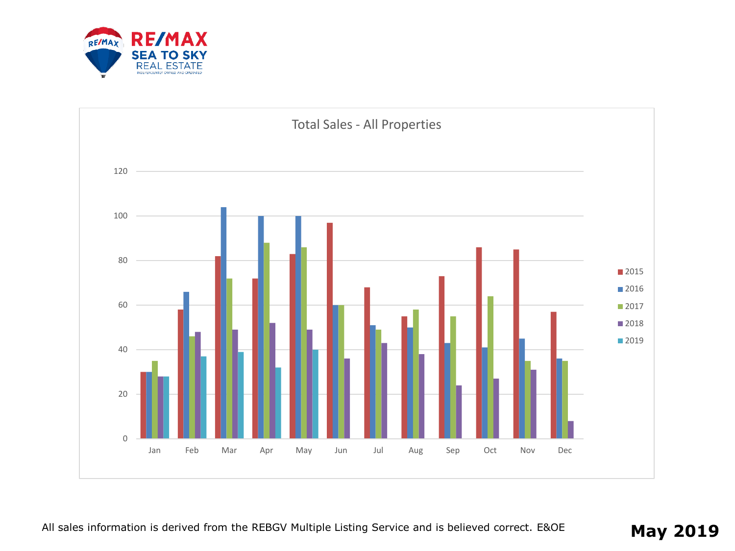# Total Sales - All Properties

| Month | 2015 | 2016 | 2017 | 2018 | 2019 |
|---|---|---|---|---|---|
| Jan | 30 | 30 | 35 | 28 | 28 |
| Feb | 58 | 66 | 46 | 48 | 37 |
| Mar | 82 | 104 | 72 | 49 | 39 |
| Apr | 72 | 100 | 88 | 52 | 32 |
| May | 83 | 100 | 86 | 49 | 40 |
| Jun | 97 | 60 | 60 | 36 | |
| Jul | 68 | 51 | 49 | 43 | |
| Aug | 55 | 50 | 58 | 38 | |
| Sep | 73 | 43 | 55 | 24 | |
| Oct | 86 | 41 | 64 | 27 | |
| Nov | 85 | 45 | 35 | 31 | |
| Dec | 57 | 36 | 35 | 8 | |

All sales information is derived from the REBGV Multiple Listing Service and is believed correct. E&OE

**May 2019**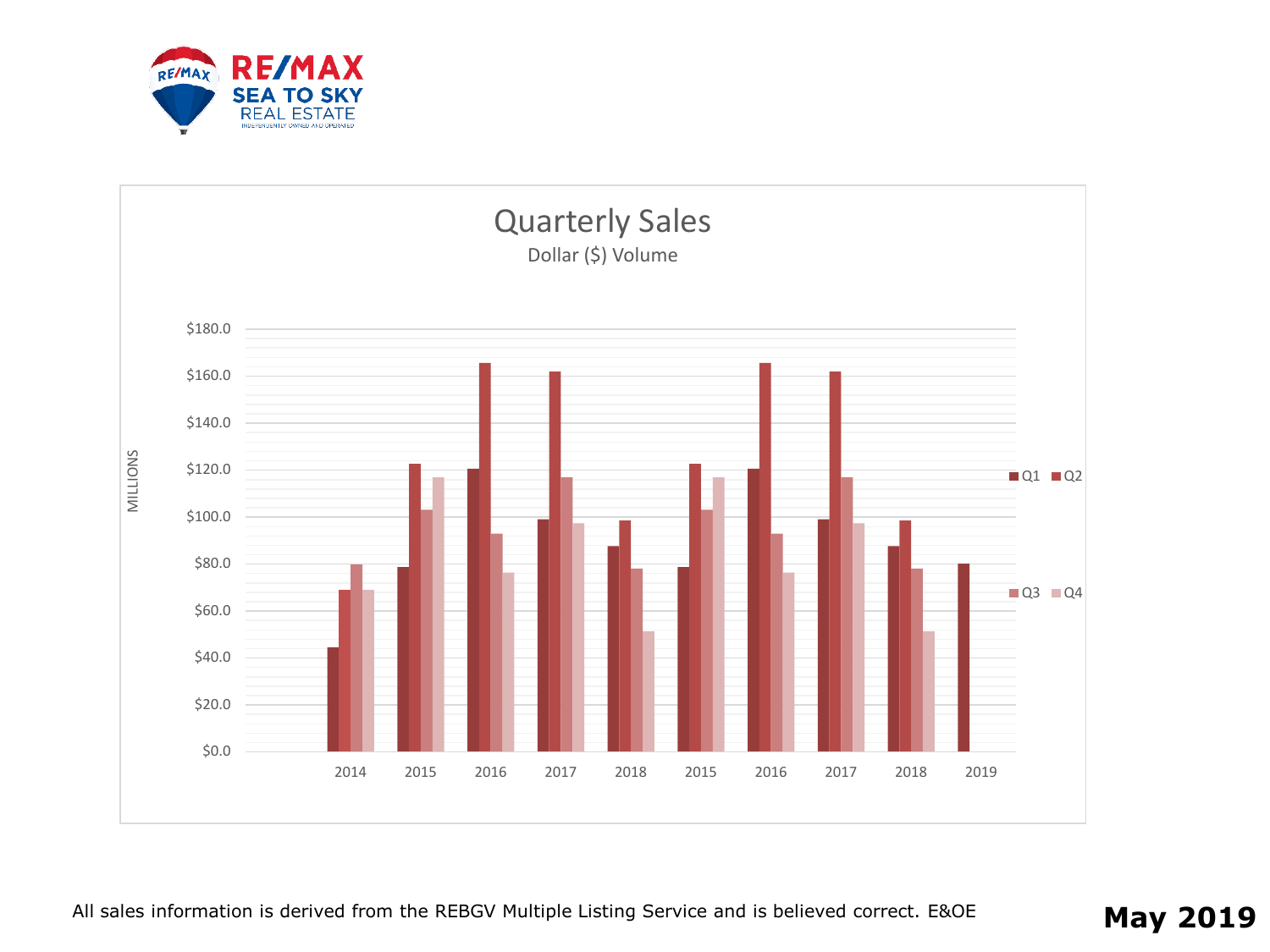RE/MAX SEA TO SKY REAL ESTATE

INDEPENDENTLY OWNED AND OPERATED

## Quarterly Sales

Dollar ($) Volume

MILLIONS

| | Q1 | Q2 | Q3 | Q4 |
|---|---|---|---|---|
| 2014 | $44 | $69 | $80 | $69 |
| 2015 | $79 | $123 | $103 | $117 |
| 2016 | $121 | $166 | $93 | $76 |
| 2017 | $99 | $162 | $117 | $97 |
| 2018 | $88 | $99 | $78 | $51 |
| 2015 | $79 | $123 | $103 | $117 |
| 2016 | $121 | $166 | $93 | $76 |
| 2017 | $99 | $162 | $117 | $97 |
| 2018 | $88 | $99 | $78 | $51 |
| 2019 | $80 | | | |

All sales information is derived from the REBGV Multiple Listing Service and is believed correct. E&OE

**May 2019**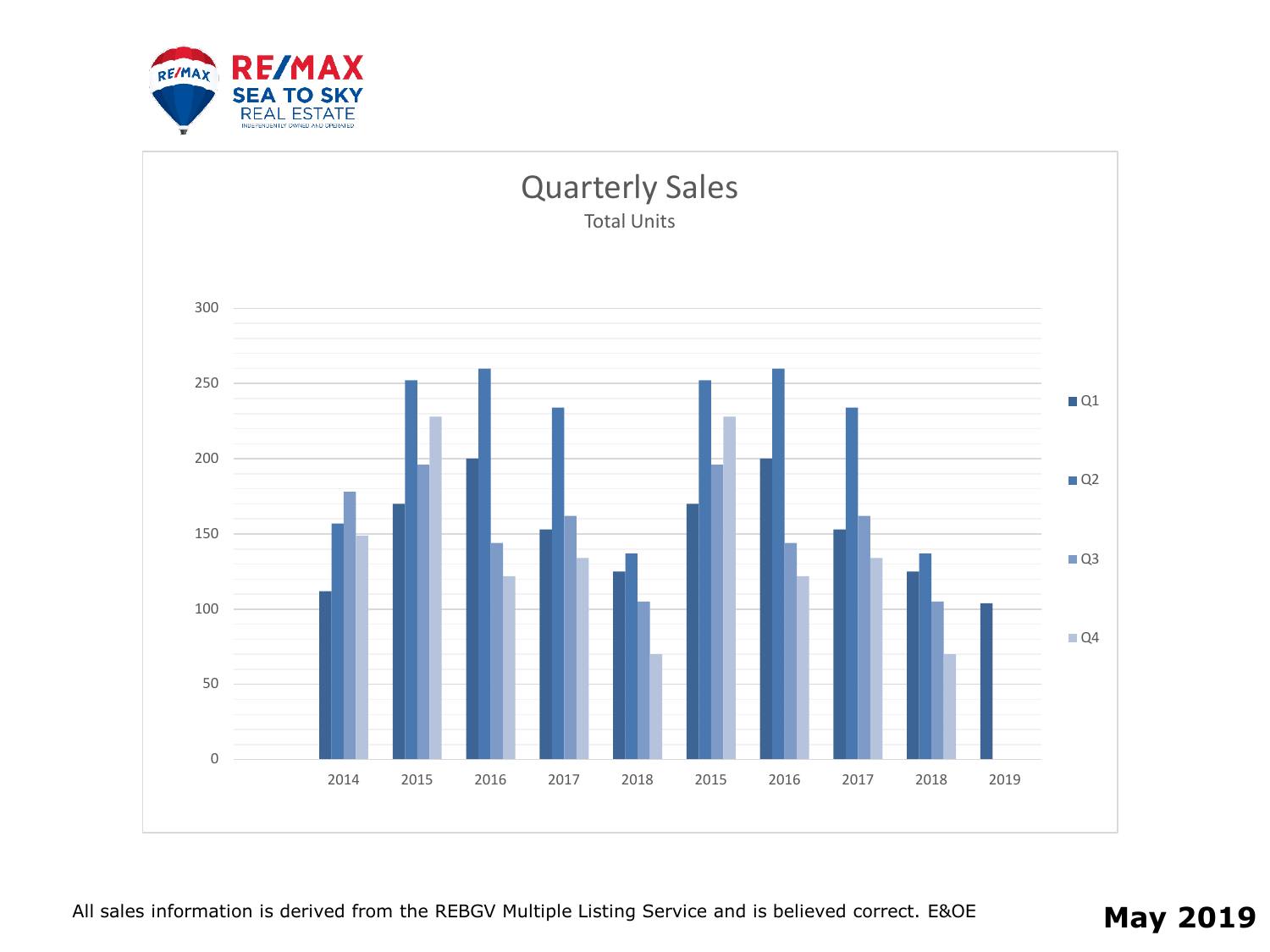RE/MAX SEA TO SKY REAL ESTATE

INDEPENDENTLY OWNED AND OPERATED

Quarterly Sales

Total Units

300
250
200
150
100
50
0

2014
2015
2016
2017
2018
2015
2016
2017
2018
2019

Q1
Q2
Q3
Q4

All sales information is derived from the REBGV Multiple Listing Service and is believed correct. E&OE

**May 2019**